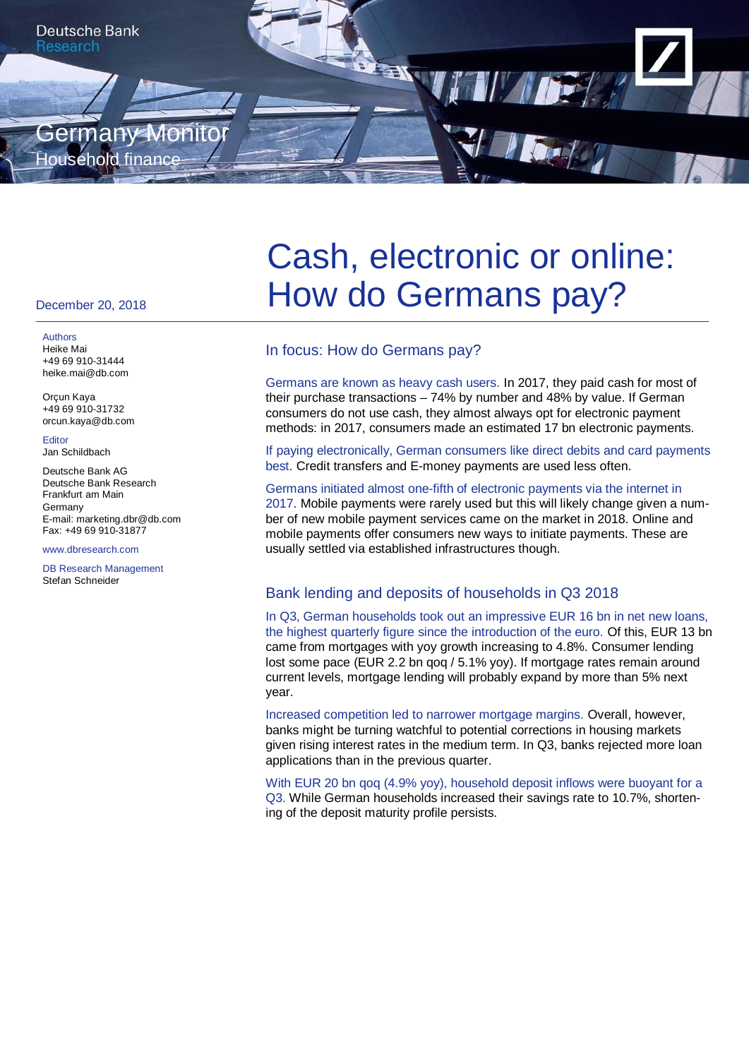Deutsche Bank
Research

Germany Monitor
Household finance

December 20, 2018

# Cash, electronic or online: How do Germans pay?

Authors
Heike Mai
+49 69 910-31444
heike.mai@db.com

Orçun Kaya
+49 69 910-31732
orcun.kaya@db.com

Editor
Jan Schildbach

Deutsche Bank AG
Deutsche Bank Research
Frankfurt am Main
Germany
E-mail: marketing.dbr@db.com
Fax: +49 69 910-31877

www.dbresearch.com

DB Research Management
Stefan Schneider

## In focus: How do Germans pay?

Germans are known as heavy cash users. In 2017, they paid cash for most of their purchase transactions – 74% by number and 48% by value. If German consumers do not use cash, they almost always opt for electronic payment methods: in 2017, consumers made an estimated 17 bn electronic payments.

If paying electronically, German consumers like direct debits and card payments best. Credit transfers and E-money payments are used less often.

Germans initiated almost one-fifth of electronic payments via the internet in 2017. Mobile payments were rarely used but this will likely change given a number of new mobile payment services came on the market in 2018. Online and mobile payments offer consumers new ways to initiate payments. These are usually settled via established infrastructures though.

## Bank lending and deposits of households in Q3 2018

In Q3, German households took out an impressive EUR 16 bn in net new loans, the highest quarterly figure since the introduction of the euro. Of this, EUR 13 bn came from mortgages with yoy growth increasing to 4.8%. Consumer lending lost some pace (EUR 2.2 bn qoq / 5.1% yoy). If mortgage rates remain around current levels, mortgage lending will probably expand by more than 5% next year.

Increased competition led to narrower mortgage margins. Overall, however, banks might be turning watchful to potential corrections in housing markets given rising interest rates in the medium term. In Q3, banks rejected more loan applications than in the previous quarter.

With EUR 20 bn qoq (4.9% yoy), household deposit inflows were buoyant for a Q3. While German households increased their savings rate to 10.7%, shortening of the deposit maturity profile persists.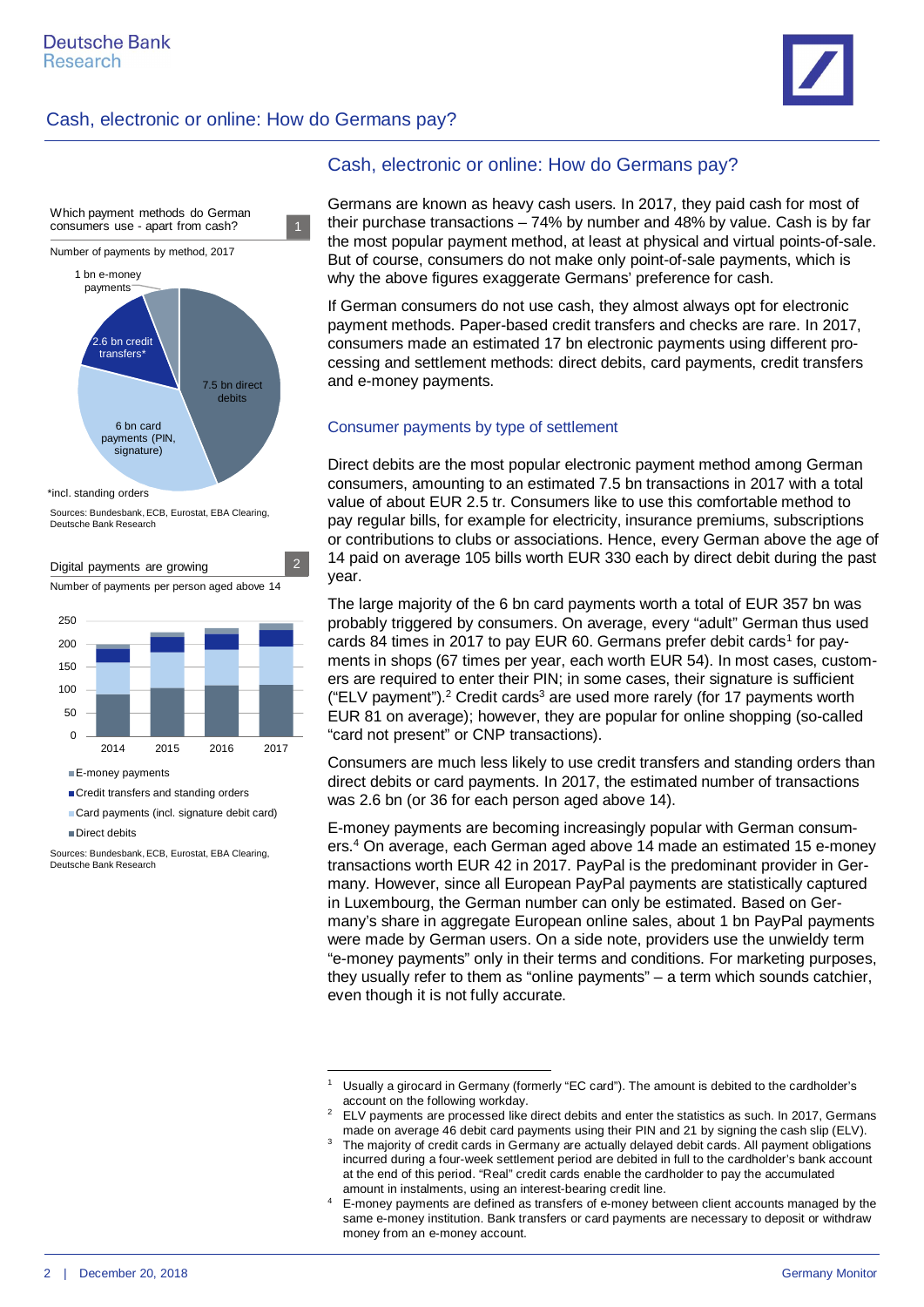## Cash, electronic or online: How do Germans pay?

Which payment methods do German consumers use - apart from cash? 1

Number of payments by method, 2017

- 7.5 bn direct debits
- 6 bn card payments (PIN, signature)
- 2.6 bn credit transfers*
- 1 bn e-money payments

*incl. standing orders

Sources: Bundesbank, ECB, Eurostat, EBA Clearing, Deutsche Bank Research

Digital payments are growing 2

Number of payments per person aged above 14

Legend: E-money payments; Credit transfers and standing orders; Card payments (incl. signature debit card); Direct debits

Years: 2014, 2015, 2016, 2017 (y-axis 0–250)

Sources: Bundesbank, ECB, Eurostat, EBA Clearing, Deutsche Bank Research

Germans are known as heavy cash users. In 2017, they paid cash for most of their purchase transactions – 74% by number and 48% by value. Cash is by far the most popular payment method, at least at physical and virtual points-of-sale. But of course, consumers do not make only point-of-sale payments, which is why the above figures exaggerate Germans' preference for cash.

If German consumers do not use cash, they almost always opt for electronic payment methods. Paper-based credit transfers and checks are rare. In 2017, consumers made an estimated 17 bn electronic payments using different processing and settlement methods: direct debits, card payments, credit transfers and e-money payments.

### Consumer payments by type of settlement

Direct debits are the most popular electronic payment method among German consumers, amounting to an estimated 7.5 bn transactions in 2017 with a total value of about EUR 2.5 tr. Consumers like to use this comfortable method to pay regular bills, for example for electricity, insurance premiums, subscriptions or contributions to clubs or associations. Hence, every German above the age of 14 paid on average 105 bills worth EUR 330 each by direct debit during the past year.

The large majority of the 6 bn card payments worth a total of EUR 357 bn was probably triggered by consumers. On average, every "adult" German thus used cards 84 times in 2017 to pay EUR 60. Germans prefer debit cards[1] for payments in shops (67 times per year, each worth EUR 54). In most cases, customers are required to enter their PIN; in some cases, their signature is sufficient ("ELV payment").[2] Credit cards[3] are used more rarely (for 17 payments worth EUR 81 on average); however, they are popular for online shopping (so-called "card not present" or CNP transactions).

Consumers are much less likely to use credit transfers and standing orders than direct debits or card payments. In 2017, the estimated number of transactions was 2.6 bn (or 36 for each person aged above 14).

E-money payments are becoming increasingly popular with German consumers.[4] On average, each German aged above 14 made an estimated 15 e-money transactions worth EUR 42 in 2017. PayPal is the predominant provider in Germany. However, since all European PayPal payments are statistically captured in Luxembourg, the German number can only be estimated. Based on Germany's share in aggregate European online sales, about 1 bn PayPal payments were made by German users. On a side note, providers use the unwieldy term "e-money payments" only in their terms and conditions. For marketing purposes, they usually refer to them as "online payments" – a term which sounds catchier, even though it is not fully accurate.

---

1. Usually a girocard in Germany (formerly "EC card"). The amount is debited to the cardholder's account on the following workday.
2. ELV payments are processed like direct debits and enter the statistics as such. In 2017, Germans made on average 46 debit card payments using their PIN and 21 by signing the cash slip (ELV).
3. The majority of credit cards in Germany are actually delayed debit cards. All payment obligations incurred during a four-week settlement period are debited in full to the cardholder's bank account at the end of this period. "Real" credit cards enable the cardholder to pay the accumulated amount in instalments, using an interest-bearing credit line.
4. E-money payments are defined as transfers of e-money between client accounts managed by the same e-money institution. Bank transfers or card payments are necessary to deposit or withdraw money from an e-money account.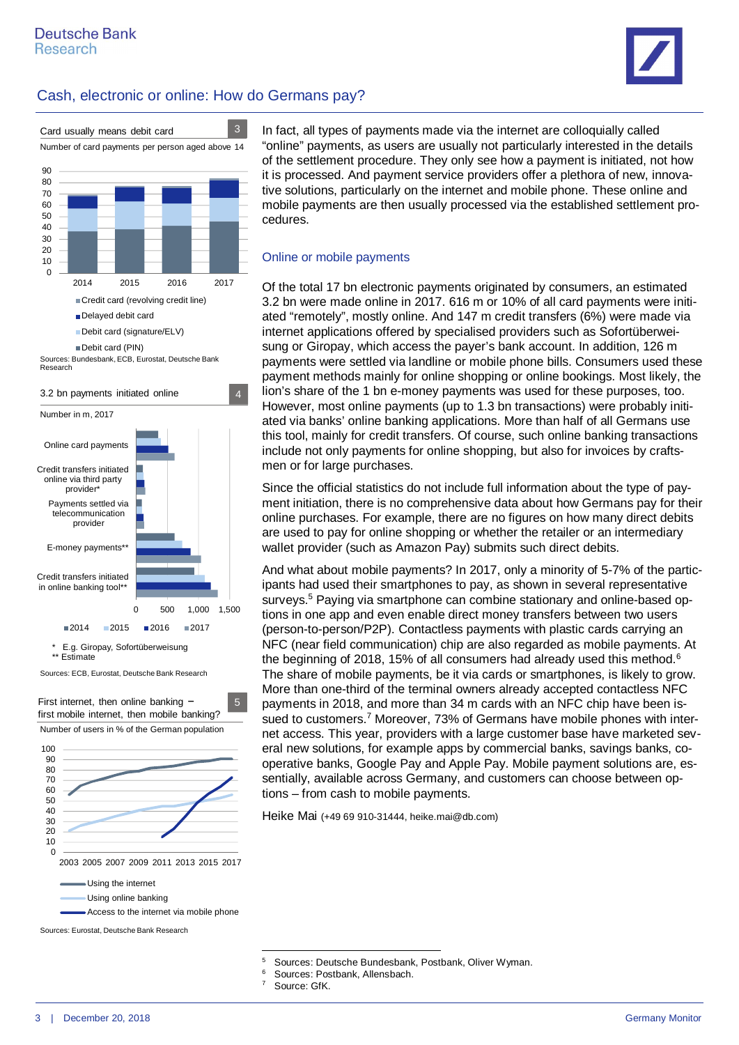## Cash, electronic or online: How do Germans pay?

**Card usually means debit card** (3)

Number of card payments per person aged above 14

Legend: Credit card (revolving credit line); Delayed debit card; Debit card (signature/ELV); Debit card (PIN)

Sources: Bundesbank, ECB, Eurostat, Deutsche Bank Research

**3.2 bn payments initiated online** (4)

Number in m, 2017

Categories: Online card payments; Credit transfers initiated online via third party provider*; Payments settled via telecommunication provider; E-money payments**; Credit transfers initiated in online banking tool**

Legend: 2014; 2015; 2016; 2017

\* E.g. Giropay, Sofortüberweisung
\*\* Estimate

Sources: ECB, Eurostat, Deutsche Bank Research

**First internet, then online banking – first mobile internet, then mobile banking?** (5)

Number of users in % of the German population

Legend: Using the internet; Using online banking; Access to the internet via mobile phone

Sources: Eurostat, Deutsche Bank Research

In fact, all types of payments made via the internet are colloquially called "online" payments, as users are usually not particularly interested in the details of the settlement procedure. They only see how a payment is initiated, not how it is processed. And payment service providers offer a plethora of new, innovative solutions, particularly on the internet and mobile phone. These online and mobile payments are then usually processed via the established settlement procedures.

### Online or mobile payments

Of the total 17 bn electronic payments originated by consumers, an estimated 3.2 bn were made online in 2017. 616 m or 10% of all card payments were initiated "remotely", mostly online. And 147 m credit transfers (6%) were made via internet applications offered by specialised providers such as Sofortüberweisung or Giropay, which access the payer's bank account. In addition, 126 m payments were settled via landline or mobile phone bills. Consumers used these payment methods mainly for online shopping or online bookings. Most likely, the lion's share of the 1 bn e-money payments was used for these purposes, too. However, most online payments (up to 1.3 bn transactions) were probably initiated via banks' online banking applications. More than half of all Germans use this tool, mainly for credit transfers. Of course, such online banking transactions include not only payments for online shopping, but also for invoices by craftsmen or for large purchases.

Since the official statistics do not include full information about the type of payment initiation, there is no comprehensive data about how Germans pay for their online purchases. For example, there are no figures on how many direct debits are used to pay for online shopping or whether the retailer or an intermediary wallet provider (such as Amazon Pay) submits such direct debits.

And what about mobile payments? In 2017, only a minority of 5-7% of the participants had used their smartphones to pay, as shown in several representative surveys.[5] Paying via smartphone can combine stationary and online-based options in one app and even enable direct money transfers between two users (person-to-person/P2P). Contactless payments with plastic cards carrying an NFC (near field communication) chip are also regarded as mobile payments. At the beginning of 2018, 15% of all consumers had already used this method.[6] The share of mobile payments, be it via cards or smartphones, is likely to grow. More than one-third of the terminal owners already accepted contactless NFC payments in 2018, and more than 34 m cards with an NFC chip have been issued to customers.[7] Moreover, 73% of Germans have mobile phones with internet access. This year, providers with a large customer base have marketed several new solutions, for example apps by commercial banks, savings banks, cooperative banks, Google Pay and Apple Pay. Mobile payment solutions are, essentially, available across Germany, and customers can choose between options – from cash to mobile payments.

Heike Mai (+49 69 910-31444, heike.mai@db.com)

---

[5] Sources: Deutsche Bundesbank, Postbank, Oliver Wyman.
[6] Sources: Postbank, Allensbach.
[7] Source: GfK.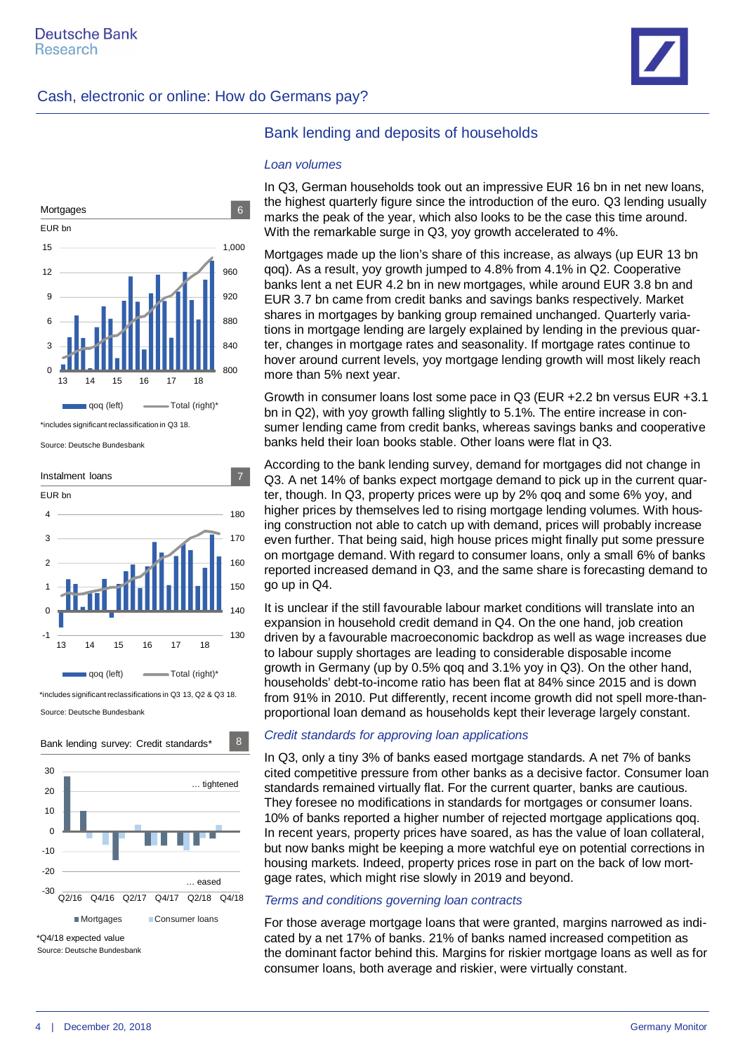## Bank lending and deposits of households

### *Loan volumes*

In Q3, German households took out an impressive EUR 16 bn in net new loans, the highest quarterly figure since the introduction of the euro. Q3 lending usually marks the peak of the year, which also looks to be the case this time around. With the remarkable surge in Q3, yoy growth accelerated to 4%.

Mortgages made up the lion's share of this increase, as always (up EUR 13 bn qoq). As a result, yoy growth jumped to 4.8% from 4.1% in Q2. Cooperative banks lent a net EUR 4.2 bn in new mortgages, while around EUR 3.8 bn and EUR 3.7 bn came from credit banks and savings banks respectively. Market shares in mortgages by banking group remained unchanged. Quarterly variations in mortgage lending are largely explained by lending in the previous quarter, changes in mortgage rates and seasonality. If mortgage rates continue to hover around current levels, yoy mortgage lending growth will most likely reach more than 5% next year.

Growth in consumer loans lost some pace in Q3 (EUR +2.2 bn versus EUR +3.1 bn in Q2), with yoy growth falling slightly to 5.1%. The entire increase in consumer lending came from credit banks, whereas savings banks and cooperative banks held their loan books stable. Other loans were flat in Q3.

According to the bank lending survey, demand for mortgages did not change in Q3. A net 14% of banks expect mortgage demand to pick up in the current quarter, though. In Q3, property prices were up by 2% qoq and some 6% yoy, and higher prices by themselves led to rising mortgage lending volumes. With housing construction not able to catch up with demand, prices will probably increase even further. That being said, high house prices might finally put some pressure on mortgage demand. With regard to consumer loans, only a small 6% of banks reported increased demand in Q3, and the same share is forecasting demand to go up in Q4.

It is unclear if the still favourable labour market conditions will translate into an expansion in household credit demand in Q4. On the one hand, job creation driven by a favourable macroeconomic backdrop as well as wage increases due to labour supply shortages are leading to considerable disposable income growth in Germany (up by 0.5% qoq and 3.1% yoy in Q3). On the other hand, households' debt-to-income ratio has been flat at 84% since 2015 and is down from 91% in 2010. Put differently, recent income growth did not spell more-than-proportional loan demand as households kept their leverage largely constant.

### *Credit standards for approving loan applications*

In Q3, only a tiny 3% of banks eased mortgage standards. A net 7% of banks cited competitive pressure from other banks as a decisive factor. Consumer loan standards remained virtually flat. For the current quarter, banks are cautious. They foresee no modifications in standards for mortgages or consumer loans. 10% of banks reported a higher number of rejected mortgage applications qoq. In recent years, property prices have soared, as has the value of loan collateral, but now banks might be keeping a more watchful eye on potential corrections in housing markets. Indeed, property prices rose in part on the back of low mortgage rates, which might rise slowly in 2019 and beyond.

### *Terms and conditions governing loan contracts*

For those average mortgage loans that were granted, margins narrowed as indicated by a net 17% of banks. 21% of banks named increased competition as the dominant factor behind this. Margins for riskier mortgage loans as well as for consumer loans, both average and riskier, were virtually constant.

**Mortgages** (6)

EUR bn

Legend: qoq (left); Total (right)*

*includes significant reclassification in Q3 18.

Source: Deutsche Bundesbank

**Instalment loans** (7)

EUR bn

Legend: qoq (left); Total (right)*

*includes significant reclassifications in Q3 13, Q2 & Q3 18.

Source: Deutsche Bundesbank

**Bank lending survey: Credit standards*** (8)

Legend: Mortgages; Consumer loans

*Q4/18 expected value

Source: Deutsche Bundesbank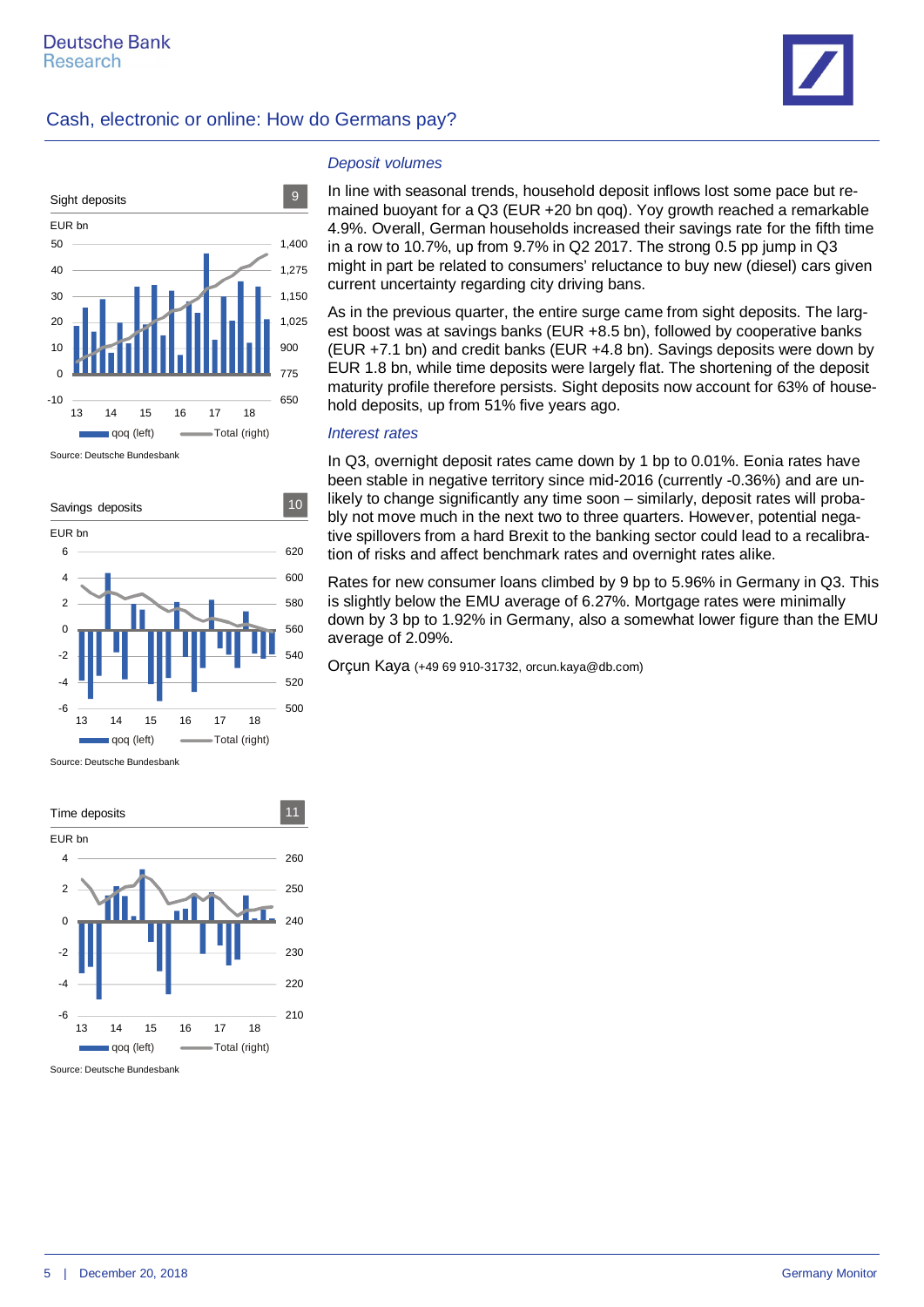Sight deposits 9

EUR bn

qoq (left) / Total (right)

Source: Deutsche Bundesbank

Savings deposits 10

EUR bn

qoq (left) / Total (right)

Source: Deutsche Bundesbank

Time deposits 11

EUR bn

qoq (left) / Total (right)

Source: Deutsche Bundesbank

### *Deposit volumes*

In line with seasonal trends, household deposit inflows lost some pace but remained buoyant for a Q3 (EUR +20 bn qoq). Yoy growth reached a remarkable 4.9%. Overall, German households increased their savings rate for the fifth time in a row to 10.7%, up from 9.7% in Q2 2017. The strong 0.5 pp jump in Q3 might in part be related to consumers' reluctance to buy new (diesel) cars given current uncertainty regarding city driving bans.

As in the previous quarter, the entire surge came from sight deposits. The largest boost was at savings banks (EUR +8.5 bn), followed by cooperative banks (EUR +7.1 bn) and credit banks (EUR +4.8 bn). Savings deposits were down by EUR 1.8 bn, while time deposits were largely flat. The shortening of the deposit maturity profile therefore persists. Sight deposits now account for 63% of household deposits, up from 51% five years ago.

### *Interest rates*

In Q3, overnight deposit rates came down by 1 bp to 0.01%. Eonia rates have been stable in negative territory since mid-2016 (currently -0.36%) and are unlikely to change significantly any time soon – similarly, deposit rates will probably not move much in the next two to three quarters. However, potential negative spillovers from a hard Brexit to the banking sector could lead to a recalibration of risks and affect benchmark rates and overnight rates alike.

Rates for new consumer loans climbed by 9 bp to 5.96% in Germany in Q3. This is slightly below the EMU average of 6.27%. Mortgage rates were minimally down by 3 bp to 1.92% in Germany, also a somewhat lower figure than the EMU average of 2.09%.

Orçun Kaya (+49 69 910-31732, orcun.kaya@db.com)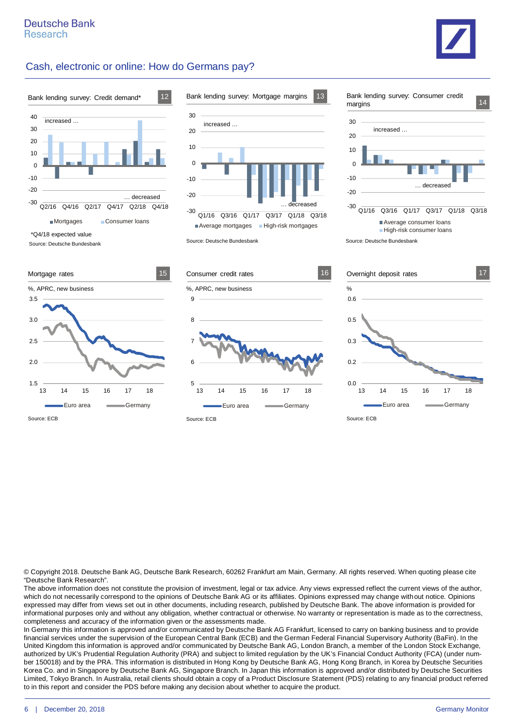## Cash, electronic or online: How do Germans pay?

Bank lending survey: Credit demand* 12

40
30
20
10
0
-10
-20
-30

increased …

… decreased

Q2/16 Q4/16 Q2/17 Q4/17 Q2/18 Q4/18

Mortgages
Consumer loans

*Q4/18 expected value

Source: Deutsche Bundesbank

Bank lending survey: Mortgage margins 13

30
20
10
0
-10
-20
-30

increased …

… decreased

Q1/16 Q3/16 Q1/17 Q3/17 Q1/18 Q3/18

Average mortgages
High-risk mortgages

Source: Deutsche Bundesbank

Bank lending survey: Consumer credit margins 14

30
20
10
0
-10
-20
-30

increased …

… decreased

Q1/16 Q3/16 Q1/17 Q3/17 Q1/18 Q3/18

Average consumer loans
High-risk consumer loans

Source: Deutsche Bundesbank

Mortgage rates 15

%, APRC, new business

3.5
3.0
2.5
2.0
1.5

13 14 15 16 17 18

Euro area
Germany

Source: ECB

Consumer credit rates 16

%, APRC, new business

9
8
7
6
5

13 14 15 16 17 18

Euro area
Germany

Source: ECB

Overnight deposit rates 17

%

0.6
0.5
0.3
0.2
0.0

13 14 15 16 17 18

Euro area
Germany

Source: ECB

© Copyright 2018. Deutsche Bank AG, Deutsche Bank Research, 60262 Frankfurt am Main, Germany. All rights reserved. When quoting please cite "Deutsche Bank Research".

The above information does not constitute the provision of investment, legal or tax advice. Any views expressed reflect the current views of the author, which do not necessarily correspond to the opinions of Deutsche Bank AG or its affiliates. Opinions expressed may change without notice. Opinions expressed may differ from views set out in other documents, including research, published by Deutsche Bank. The above information is provided for informational purposes only and without any obligation, whether contractual or otherwise. No warranty or representation is made as to the correctness, completeness and accuracy of the information given or the assessments made.

In Germany this information is approved and/or communicated by Deutsche Bank AG Frankfurt, licensed to carry on banking business and to provide financial services under the supervision of the European Central Bank (ECB) and the German Federal Financial Supervisory Authority (BaFin). In the United Kingdom this information is approved and/or communicated by Deutsche Bank AG, London Branch, a member of the London Stock Exchange, authorized by UK's Prudential Regulation Authority (PRA) and subject to limited regulation by the UK's Financial Conduct Authority (FCA) (under number 150018) and by the PRA. This information is distributed in Hong Kong by Deutsche Bank AG, Hong Kong Branch, in Korea by Deutsche Securities Korea Co. and in Singapore by Deutsche Bank AG, Singapore Branch. In Japan this information is approved and/or distributed by Deutsche Securities Limited, Tokyo Branch. In Australia, retail clients should obtain a copy of a Product Disclosure Statement (PDS) relating to any financial product referred to in this report and consider the PDS before making any decision about whether to acquire the product.